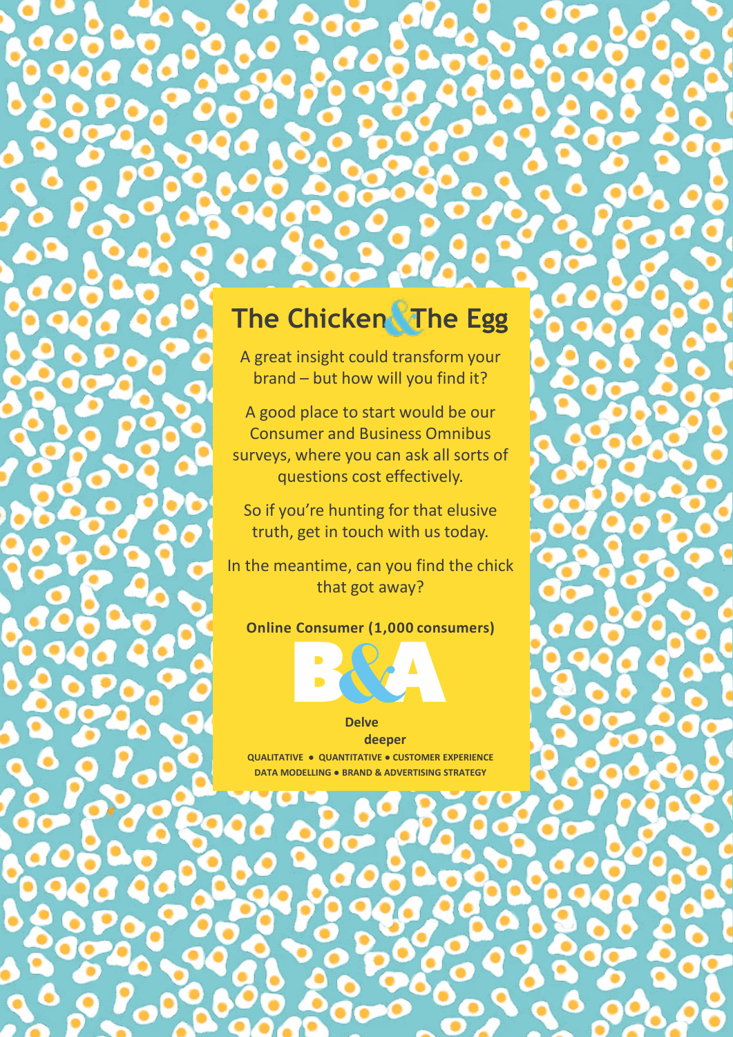# The Chicken & The Egg

A great insight could transform your brand – but how will you find it?

A good place to start would be our Consumer and Business Omnibus surveys, where you can ask all sorts of questions cost effectively.

So if you're hunting for that elusive truth, get in touch with us today.

In the meantime, can you find the chick that got away?

**Online Consumer (1,000 consumers)**

B&A

**Delve deeper**

**QUALITATIVE • QUANTITATIVE • CUSTOMER EXPERIENCE**
**DATA MODELLING • BRAND & ADVERTISING STRATEGY**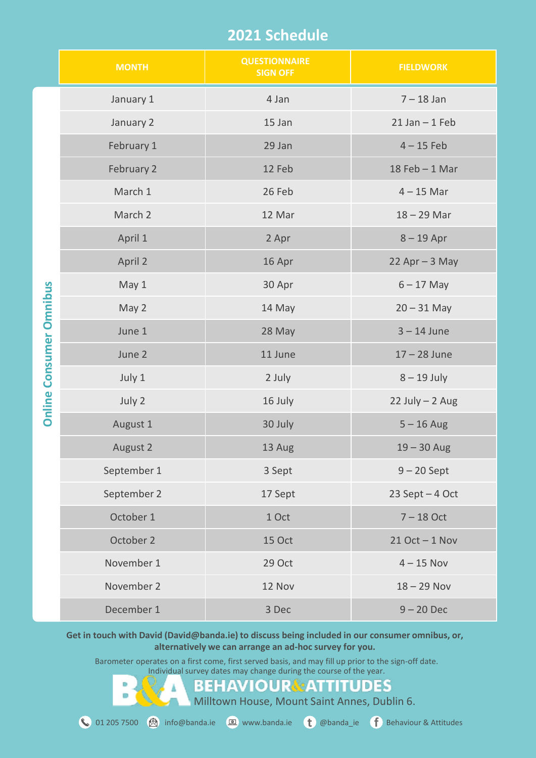# 2021 Schedule

Online Consumer Omnibus

| MONTH | QUESTIONNAIRE SIGN OFF | FIELDWORK |
|---|---|---|
| January 1 | 4 Jan | 7 – 18 Jan |
| January 2 | 15 Jan | 21 Jan – 1 Feb |
| February 1 | 29 Jan | 4 – 15 Feb |
| February 2 | 12 Feb | 18 Feb – 1 Mar |
| March 1 | 26 Feb | 4 – 15 Mar |
| March 2 | 12 Mar | 18 – 29 Mar |
| April 1 | 2 Apr | 8 – 19 Apr |
| April 2 | 16 Apr | 22 Apr – 3 May |
| May 1 | 30 Apr | 6 – 17 May |
| May 2 | 14 May | 20 – 31 May |
| June 1 | 28 May | 3 – 14 June |
| June 2 | 11 June | 17 – 28 June |
| July 1 | 2 July | 8 – 19 July |
| July 2 | 16 July | 22 July – 2 Aug |
| August 1 | 30 July | 5 – 16 Aug |
| August 2 | 13 Aug | 19 – 30 Aug |
| September 1 | 3 Sept | 9 – 20 Sept |
| September 2 | 17 Sept | 23 Sept – 4 Oct |
| October 1 | 1 Oct | 7 – 18 Oct |
| October 2 | 15 Oct | 21 Oct – 1 Nov |
| November 1 | 29 Oct | 4 – 15 Nov |
| November 2 | 12 Nov | 18 – 29 Nov |
| December 1 | 3 Dec | 9 – 20 Dec |

**Get in touch with David (David@banda.ie) to discuss being included in our consumer omnibus, or, alternatively we can arrange an ad-hoc survey for you.**

Barometer operates on a first come, first served basis, and may fill up prior to the sign-off date. Individual survey dates may change during the course of the year.

BEHAVIOUR & ATTITUDES
Milltown House, Mount Saint Annes, Dublin 6.

01 205 7500 | info@banda.ie | www.banda.ie | @banda_ie | Behaviour & Attitudes